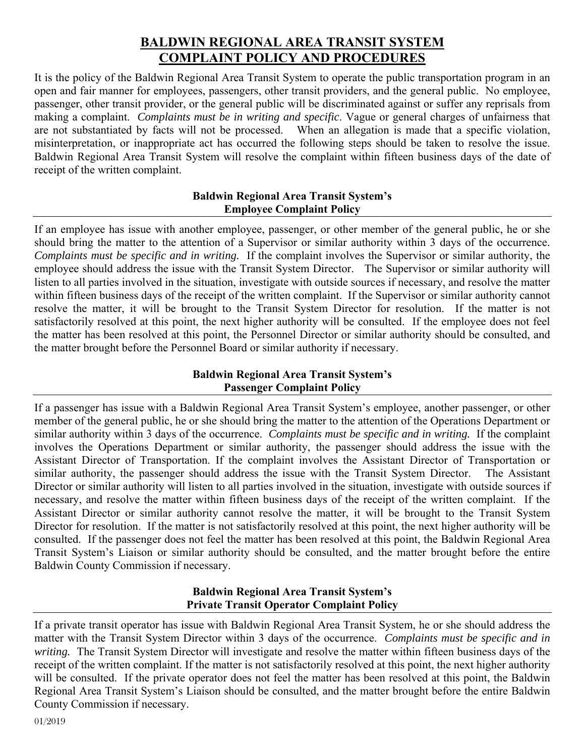# BALDWIN REGIONAL AREA TRANSIT SYSTEM COMPLAINT POLICY AND PROCEDURES

It is the policy of the Baldwin Regional Area Transit System to operate the public transportation program in an open and fair manner for employees, passengers, other transit providers, and the general public. No employee, passenger, other transit provider, or the general public will be discriminated against or suffer any reprisals from making a complaint. *Complaints must be in writing and specific.* Vague or general charges of unfairness that are not substantiated by facts will not be processed. When an allegation is made that a specific violation, misinterpretation, or inappropriate act has occurred the following steps should be taken to resolve the issue. Baldwin Regional Area Transit System will resolve the complaint within fifteen business days of the date of receipt of the written complaint.

## Baldwin Regional Area Transit System's Employee Complaint Policy

If an employee has issue with another employee, passenger, or other member of the general public, he or she should bring the matter to the attention of a Supervisor or similar authority within 3 days of the occurrence. *Complaints must be specific and in writing.* If the complaint involves the Supervisor or similar authority, the employee should address the issue with the Transit System Director. The Supervisor or similar authority will listen to all parties involved in the situation, investigate with outside sources if necessary, and resolve the matter within fifteen business days of the receipt of the written complaint. If the Supervisor or similar authority cannot resolve the matter, it will be brought to the Transit System Director for resolution. If the matter is not satisfactorily resolved at this point, the next higher authority will be consulted. If the employee does not feel the matter has been resolved at this point, the Personnel Director or similar authority should be consulted, and the matter brought before the Personnel Board or similar authority if necessary.

## Baldwin Regional Area Transit System's Passenger Complaint Policy

If a passenger has issue with a Baldwin Regional Area Transit System's employee, another passenger, or other member of the general public, he or she should bring the matter to the attention of the Operations Department or similar authority within 3 days of the occurrence. *Complaints must be specific and in writing.* If the complaint involves the Operations Department or similar authority, the passenger should address the issue with the Assistant Director of Transportation. If the complaint involves the Assistant Director of Transportation or similar authority, the passenger should address the issue with the Transit System Director. The Assistant Director or similar authority will listen to all parties involved in the situation, investigate with outside sources if necessary, and resolve the matter within fifteen business days of the receipt of the written complaint. If the Assistant Director or similar authority cannot resolve the matter, it will be brought to the Transit System Director for resolution. If the matter is not satisfactorily resolved at this point, the next higher authority will be consulted. If the passenger does not feel the matter has been resolved at this point, the Baldwin Regional Area Transit System's Liaison or similar authority should be consulted, and the matter brought before the entire Baldwin County Commission if necessary.

## Baldwin Regional Area Transit System's Private Transit Operator Complaint Policy

If a private transit operator has issue with Baldwin Regional Area Transit System, he or she should address the matter with the Transit System Director within 3 days of the occurrence. *Complaints must be specific and in writing.* The Transit System Director will investigate and resolve the matter within fifteen business days of the receipt of the written complaint. If the matter is not satisfactorily resolved at this point, the next higher authority will be consulted. If the private operator does not feel the matter has been resolved at this point, the Baldwin Regional Area Transit System's Liaison should be consulted, and the matter brought before the entire Baldwin County Commission if necessary.

01/2019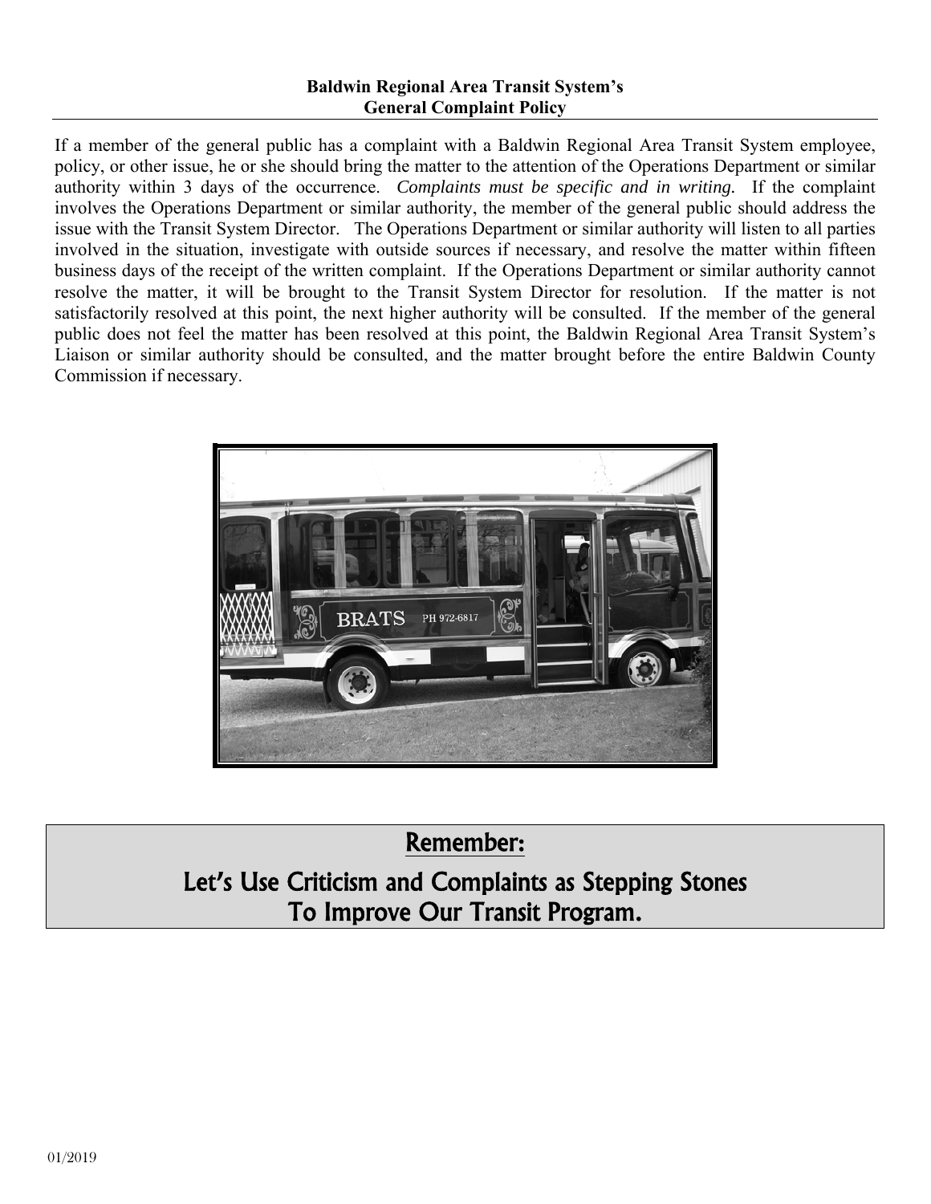**Baldwin Regional Area Transit System's**
**General Complaint Policy**

If a member of the general public has a complaint with a Baldwin Regional Area Transit System employee, policy, or other issue, he or she should bring the matter to the attention of the Operations Department or similar authority within 3 days of the occurrence. *Complaints must be specific and in writing.* If the complaint involves the Operations Department or similar authority, the member of the general public should address the issue with the Transit System Director. The Operations Department or similar authority will listen to all parties involved in the situation, investigate with outside sources if necessary, and resolve the matter within fifteen business days of the receipt of the written complaint. If the Operations Department or similar authority cannot resolve the matter, it will be brought to the Transit System Director for resolution. If the matter is not satisfactorily resolved at this point, the next higher authority will be consulted. If the member of the general public does not feel the matter has been resolved at this point, the Baldwin Regional Area Transit System's Liaison or similar authority should be consulted, and the matter brought before the entire Baldwin County Commission if necessary.

**Remember:**

**Let's Use Criticism and Complaints as Stepping Stones To Improve Our Transit Program.**

01/2019